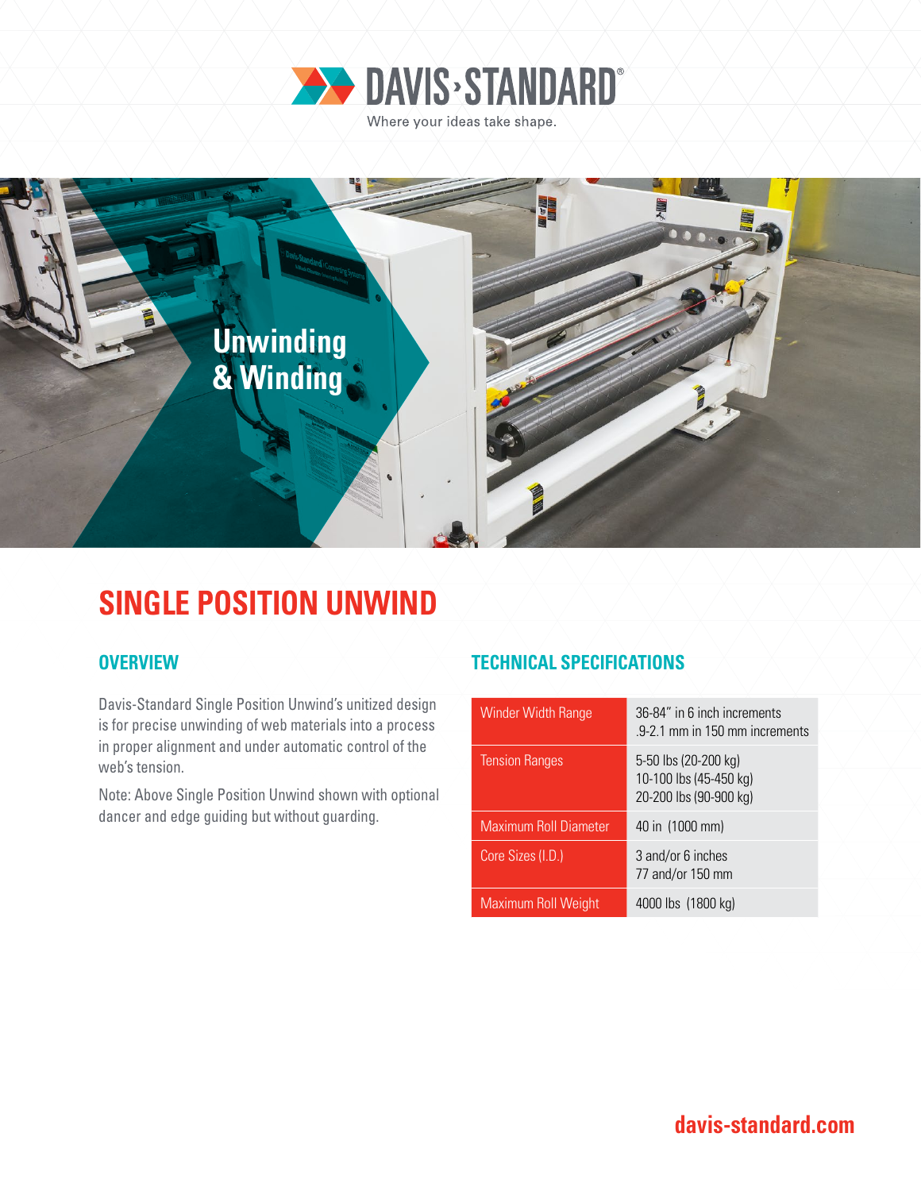DAVIS·STANDARD®

Where your ideas take shape.

Unwinding & Winding

# SINGLE POSITION UNWIND

## OVERVIEW

Davis-Standard Single Position Unwind's unitized design is for precise unwinding of web materials into a process in proper alignment and under automatic control of the web's tension.

Note: Above Single Position Unwind shown with optional dancer and edge guiding but without guarding.

## TECHNICAL SPECIFICATIONS

| | |
|---|---|
| Winder Width Range | 36-84" in 6 inch increments<br>.9-2.1 mm in 150 mm increments |
| Tension Ranges | 5-50 lbs (20-200 kg)<br>10-100 lbs (45-450 kg)<br>20-200 lbs (90-900 kg) |
| Maximum Roll Diameter | 40 in (1000 mm) |
| Core Sizes (I.D.) | 3 and/or 6 inches<br>77 and/or 150 mm |
| Maximum Roll Weight | 4000 lbs (1800 kg) |

davis-standard.com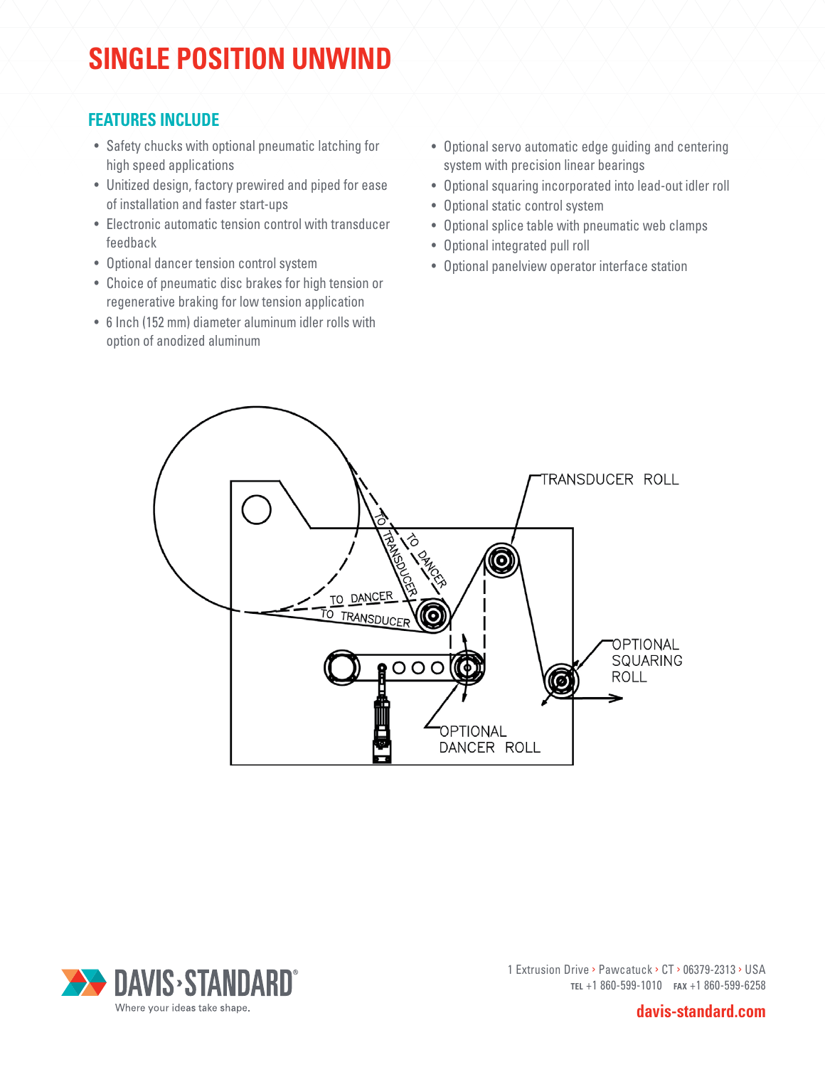# SINGLE POSITION UNWIND

## FEATURES INCLUDE

- Safety chucks with optional pneumatic latching for high speed applications
- Unitized design, factory prewired and piped for ease of installation and faster start-ups
- Electronic automatic tension control with transducer feedback
- Optional dancer tension control system
- Choice of pneumatic disc brakes for high tension or regenerative braking for low tension application
- 6 Inch (152 mm) diameter aluminum idler rolls with option of anodized aluminum
- Optional servo automatic edge guiding and centering system with precision linear bearings
- Optional squaring incorporated into lead-out idler roll
- Optional static control system
- Optional splice table with pneumatic web clamps
- Optional integrated pull roll
- Optional panelview operator interface station

TRANSDUCER ROLL

TO TRANSDUCER

TO DANCER

TO DANCER

TO TRANSDUCER

OPTIONAL SQUARING ROLL

OPTIONAL DANCER ROLL

1 Extrusion Drive › Pawcatuck › CT › 06379-2313 › USA
TEL +1 860-599-1010 FAX +1 860-599-6258

davis-standard.com